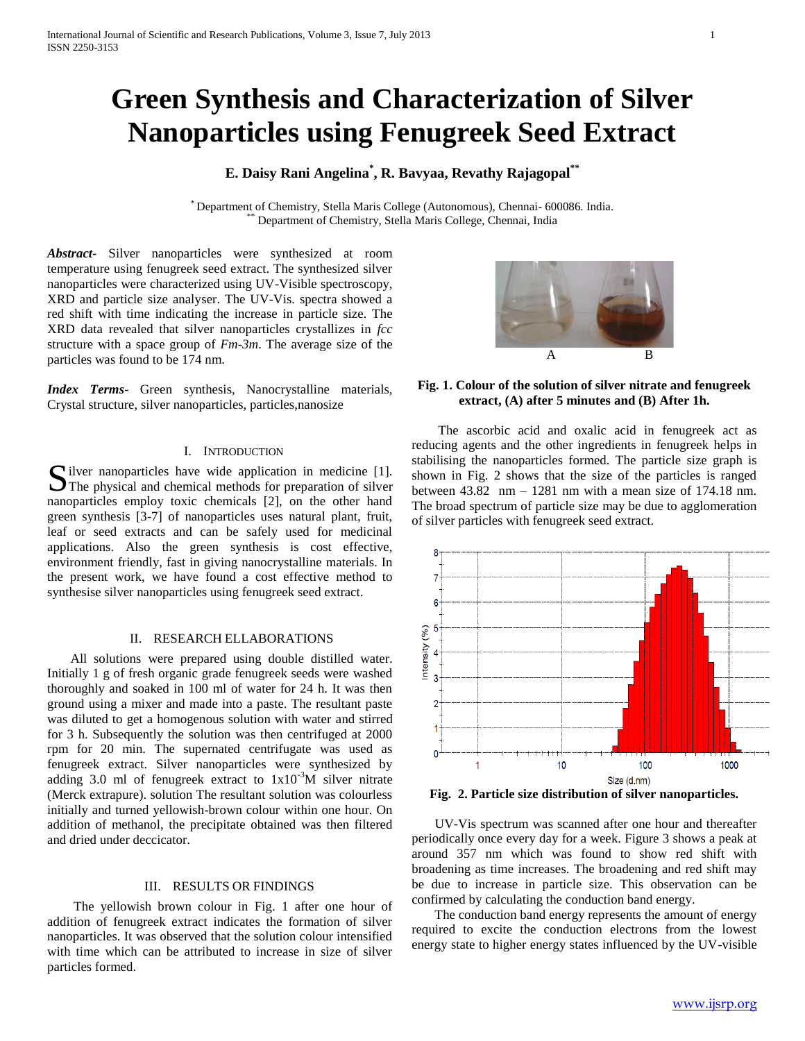# Green Synthesis and Characterization of Silver Nanoparticles using Fenugreek Seed Extract

**E. Daisy Rani Angelina[*], R. Bavyaa, Revathy Rajagopal[**]**

[*] Department of Chemistry, Stella Maris College (Autonomous), Chennai- 600086. India.
[**] Department of Chemistry, Stella Maris College, Chennai, India

***Abstract-*** Silver nanoparticles were synthesized at room temperature using fenugreek seed extract. The synthesized silver nanoparticles were characterized using UV-Visible spectroscopy, XRD and particle size analyser. The UV-Vis. spectra showed a red shift with time indicating the increase in particle size. The XRD data revealed that silver nanoparticles crystallizes in *fcc* structure with a space group of *Fm-3m*. The average size of the particles was found to be 174 nm.

***Index Terms-*** Green synthesis, Nanocrystalline materials, Crystal structure, silver nanoparticles, particles,nanosize

## I. Introduction

Silver nanoparticles have wide application in medicine [1]. The physical and chemical methods for preparation of silver nanoparticles employ toxic chemicals [2], on the other hand green synthesis [3-7] of nanoparticles uses natural plant, fruit, leaf or seed extracts and can be safely used for medicinal applications. Also the green synthesis is cost effective, environment friendly, fast in giving nanocrystalline materials. In the present work, we have found a cost effective method to synthesise silver nanoparticles using fenugreek seed extract.

## II. Research Ellaborations

All solutions were prepared using double distilled water. Initially 1 g of fresh organic grade fenugreek seeds were washed thoroughly and soaked in 100 ml of water for 24 h. It was then ground using a mixer and made into a paste. The resultant paste was diluted to get a homogenous solution with water and stirred for 3 h. Subsequently the solution was then centrifuged at 2000 rpm for 20 min. The supernated centrifugate was used as fenugreek extract. Silver nanoparticles were synthesized by adding 3.0 ml of fenugreek extract to $1x10^{-3}$M silver nitrate (Merck extrapure). solution The resultant solution was colourless initially and turned yellowish-brown colour within one hour. On addition of methanol, the precipitate obtained was then filtered and dried under deccicator.

## III. Results or Findings

The yellowish brown colour in Fig. 1 after one hour of addition of fenugreek extract indicates the formation of silver nanoparticles. It was observed that the solution colour intensified with time which can be attributed to increase in size of silver particles formed.

A B

**Fig. 1. Colour of the solution of silver nitrate and fenugreek extract, (A) after 5 minutes and (B) After 1h.**

The ascorbic acid and oxalic acid in fenugreek act as reducing agents and the other ingredients in fenugreek helps in stabilising the nanoparticles formed. The particle size graph is shown in Fig. 2 shows that the size of the particles is ranged between 43.82 nm – 1281 nm with a mean size of 174.18 nm. The broad spectrum of particle size may be due to agglomeration of silver particles with fenugreek seed extract.

**Fig. 2. Particle size distribution of silver nanoparticles.**

UV-Vis spectrum was scanned after one hour and thereafter periodically once every day for a week. Figure 3 shows a peak at around 357 nm which was found to show red shift with broadening as time increases. The broadening and red shift may be due to increase in particle size. This observation can be confirmed by calculating the conduction band energy.

The conduction band energy represents the amount of energy required to excite the conduction electrons from the lowest energy state to higher energy states influenced by the UV-visible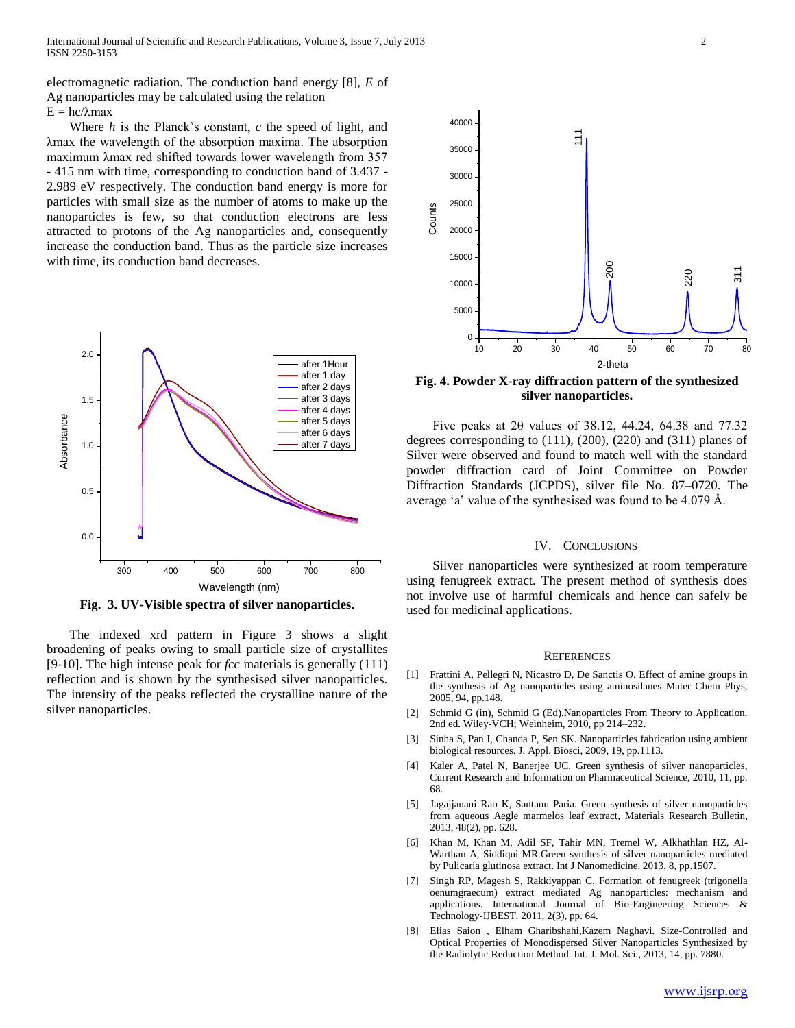electromagnetic radiation. The conduction band energy [8], *E* of Ag nanoparticles may be calculated using the relation

$E = hc/\lambda max$

Where *h* is the Planck's constant, *c* the speed of light, and λmax the wavelength of the absorption maxima. The absorption maximum λmax red shifted towards lower wavelength from 357 - 415 nm with time, corresponding to conduction band of 3.437 - 2.989 eV respectively. The conduction band energy is more for particles with small size as the number of atoms to make up the nanoparticles is few, so that conduction electrons are less attracted to protons of the Ag nanoparticles and, consequently increase the conduction band. Thus as the particle size increases with time, its conduction band decreases.

**Fig. 3. UV-Visible spectra of silver nanoparticles.**

The indexed xrd pattern in Figure 3 shows a slight broadening of peaks owing to small particle size of crystallites [9-10]. The high intense peak for *fcc* materials is generally (111) reflection and is shown by the synthesised silver nanoparticles. The intensity of the peaks reflected the crystalline nature of the silver nanoparticles.

**Fig. 4. Powder X-ray diffraction pattern of the synthesized silver nanoparticles.**

Five peaks at 2θ values of 38.12, 44.24, 64.38 and 77.32 degrees corresponding to (111), (200), (220) and (311) planes of Silver were observed and found to match well with the standard powder diffraction card of Joint Committee on Powder Diffraction Standards (JCPDS), silver file No. 87–0720. The average 'a' value of the synthesised was found to be 4.079 Å.

## IV. Conclusions

Silver nanoparticles were synthesized at room temperature using fenugreek extract. The present method of synthesis does not involve use of harmful chemicals and hence can safely be used for medicinal applications.

## References

[1] Frattini A, Pellegri N, Nicastro D, De Sanctis O. Effect of amine groups in the synthesis of Ag nanoparticles using aminosilanes Mater Chem Phys, 2005, 94, pp.148.

[2] Schmid G (in), Schmid G (Ed).Nanoparticles From Theory to Application. 2nd ed. Wiley-VCH; Weinheim, 2010, pp 214–232.

[3] Sinha S, Pan I, Chanda P, Sen SK. Nanoparticles fabrication using ambient biological resources. J. Appl. Biosci, 2009, 19, pp.1113.

[4] Kaler A, Patel N, Banerjee UC. Green synthesis of silver nanoparticles, Current Research and Information on Pharmaceutical Science, 2010, 11, pp. 68.

[5] Jagajjanani Rao K, Santanu Paria. Green synthesis of silver nanoparticles from aqueous Aegle marmelos leaf extract, Materials Research Bulletin, 2013, 48(2), pp. 628.

[6] Khan M, Khan M, Adil SF, Tahir MN, Tremel W, Alkhathlan HZ, Al-Warthan A, Siddiqui MR.Green synthesis of silver nanoparticles mediated by Pulicaria glutinosa extract. Int J Nanomedicine. 2013, 8, pp.1507.

[7] Singh RP, Magesh S, Rakkiyappan C, Formation of fenugreek (trigonella oenumgraecum) extract mediated Ag nanoparticles: mechanism and applications. International Journal of Bio-Engineering Sciences & Technology-IJBEST. 2011, 2(3), pp. 64.

[8] Elias Saion , Elham Gharibshahi,Kazem Naghavi. Size-Controlled and Optical Properties of Monodispersed Silver Nanoparticles Synthesized by the Radiolytic Reduction Method. Int. J. Mol. Sci., 2013, 14, pp. 7880.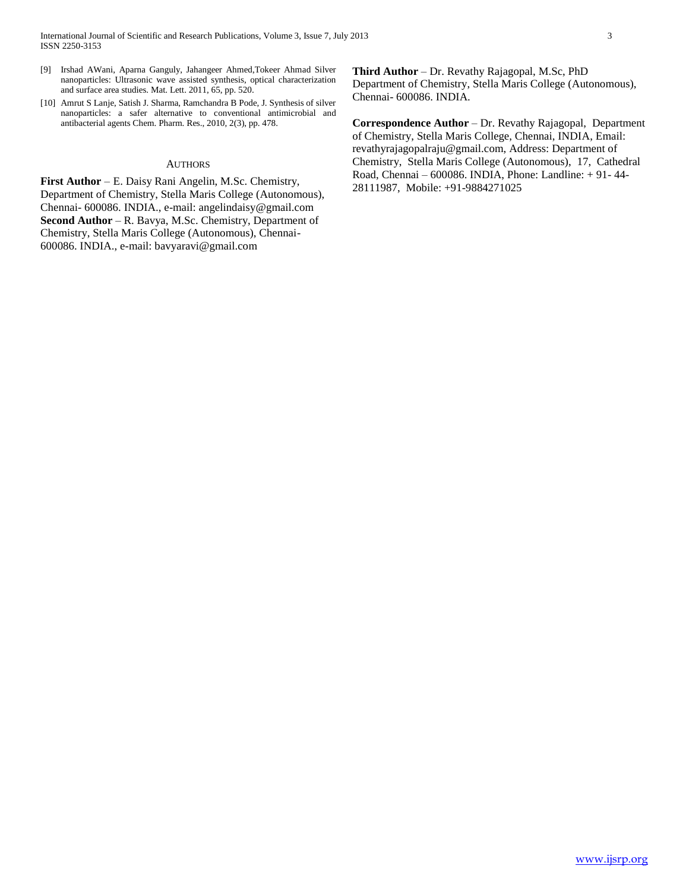[9] Irshad AWani, Aparna Ganguly, Jahangeer Ahmed,Tokeer Ahmad Silver nanoparticles: Ultrasonic wave assisted synthesis, optical characterization and surface area studies. Mat. Lett. 2011, 65, pp. 520.

[10] Amrut S Lanje, Satish J. Sharma, Ramchandra B Pode, J. Synthesis of silver nanoparticles: a safer alternative to conventional antimicrobial and antibacterial agents Chem. Pharm. Res., 2010, 2(3), pp. 478.

## AUTHORS

**First Author** – E. Daisy Rani Angelin, M.Sc. Chemistry, Department of Chemistry, Stella Maris College (Autonomous), Chennai- 600086. INDIA., e-mail: angelindaisy@gmail.com

**Second Author** – R. Bavya, M.Sc. Chemistry, Department of Chemistry, Stella Maris College (Autonomous), Chennai- 600086. INDIA., e-mail: bavyaravi@gmail.com

**Third Author** – Dr. Revathy Rajagopal, M.Sc, PhD Department of Chemistry, Stella Maris College (Autonomous), Chennai- 600086. INDIA.

**Correspondence Author** – Dr. Revathy Rajagopal, Department of Chemistry, Stella Maris College, Chennai, INDIA, Email: revathyrajagopalraju@gmail.com, Address: Department of Chemistry, Stella Maris College (Autonomous), 17, Cathedral Road, Chennai – 600086. INDIA, Phone: Landline: + 91- 44-28111987, Mobile: +91-9884271025